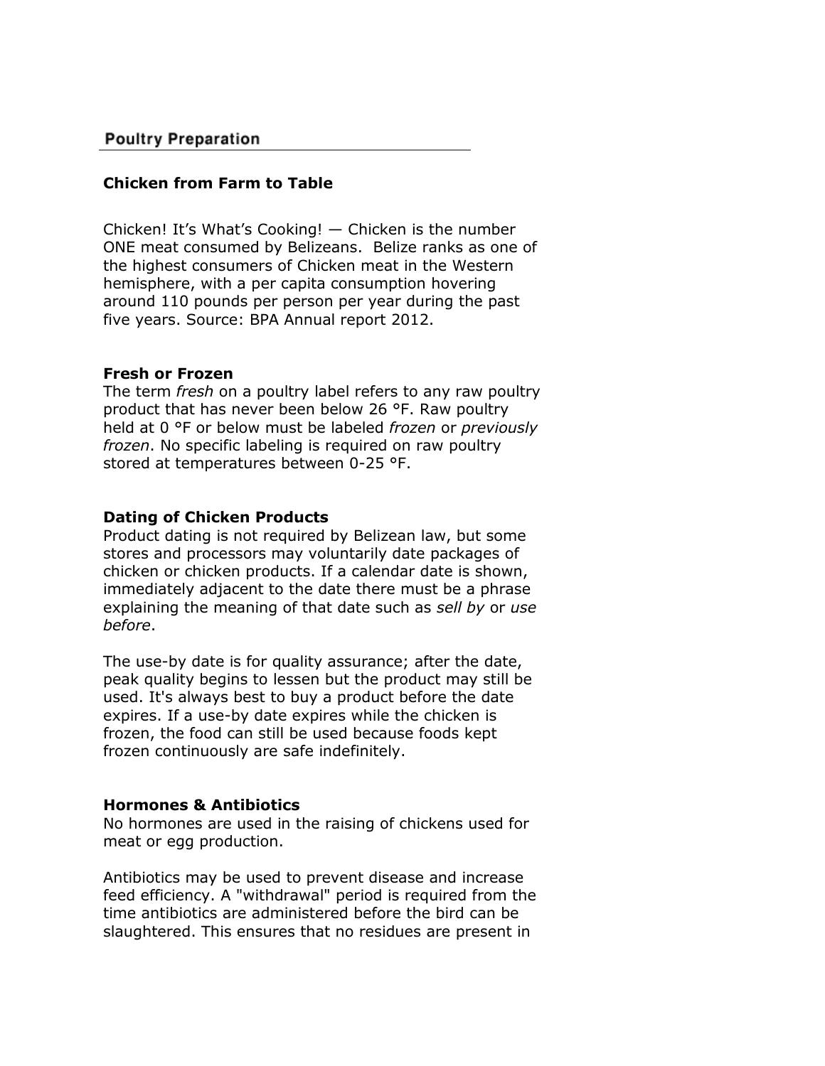## Poultry Preparation

### Chicken from Farm to Table

Chicken! It's What's Cooking! — Chicken is the number ONE meat consumed by Belizeans. Belize ranks as one of the highest consumers of Chicken meat in the Western hemisphere, with a per capita consumption hovering around 110 pounds per person per year during the past five years. Source: BPA Annual report 2012.

### Fresh or Frozen

The term *fresh* on a poultry label refers to any raw poultry product that has never been below 26 °F. Raw poultry held at 0 °F or below must be labeled *frozen* or *previously frozen*. No specific labeling is required on raw poultry stored at temperatures between 0-25 °F.

### Dating of Chicken Products

Product dating is not required by Belizean law, but some stores and processors may voluntarily date packages of chicken or chicken products. If a calendar date is shown, immediately adjacent to the date there must be a phrase explaining the meaning of that date such as *sell by* or *use before*.

The use-by date is for quality assurance; after the date, peak quality begins to lessen but the product may still be used. It's always best to buy a product before the date expires. If a use-by date expires while the chicken is frozen, the food can still be used because foods kept frozen continuously are safe indefinitely.

### Hormones & Antibiotics

No hormones are used in the raising of chickens used for meat or egg production.

Antibiotics may be used to prevent disease and increase feed efficiency. A "withdrawal" period is required from the time antibiotics are administered before the bird can be slaughtered. This ensures that no residues are present in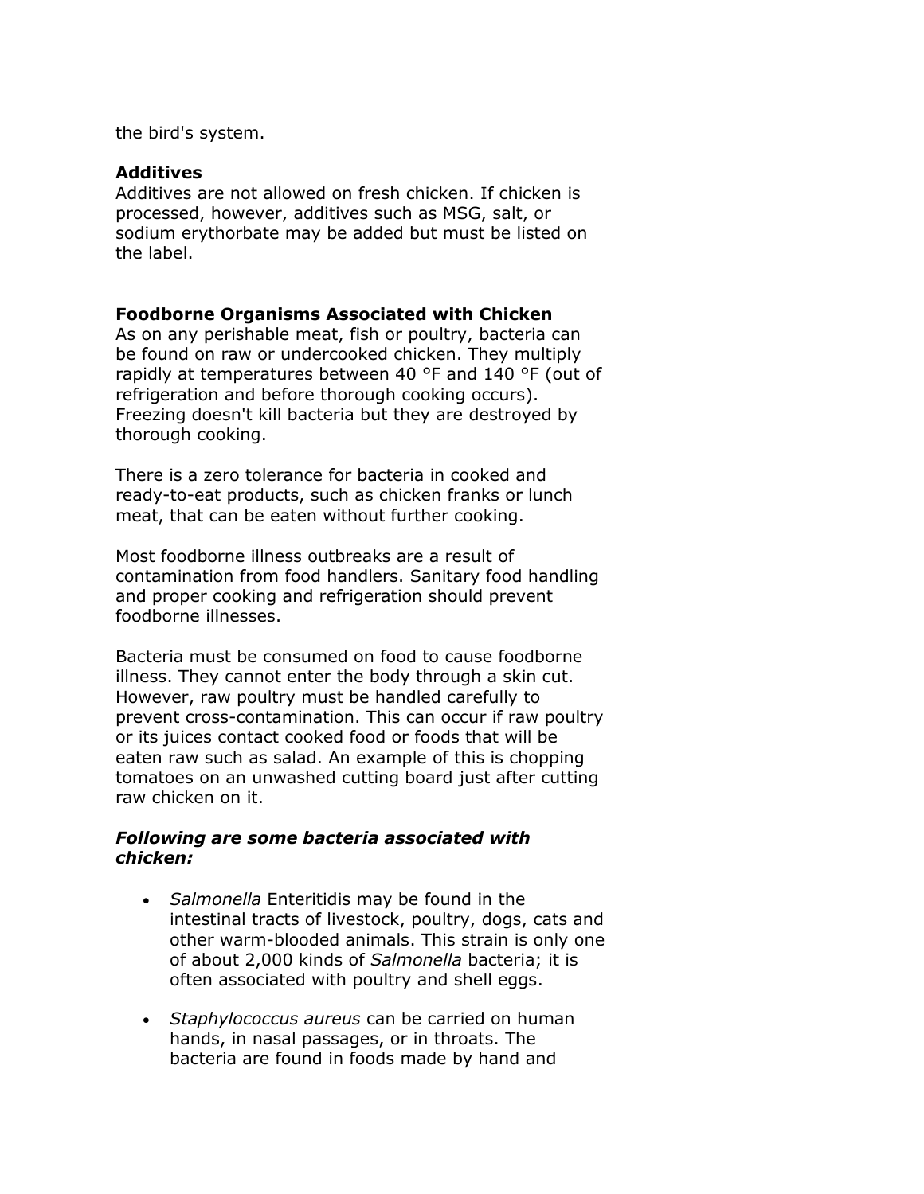the bird's system.

**Additives**
Additives are not allowed on fresh chicken. If chicken is processed, however, additives such as MSG, salt, or sodium erythorbate may be added but must be listed on the label.

**Foodborne Organisms Associated with Chicken**
As on any perishable meat, fish or poultry, bacteria can be found on raw or undercooked chicken. They multiply rapidly at temperatures between 40 °F and 140 °F (out of refrigeration and before thorough cooking occurs). Freezing doesn't kill bacteria but they are destroyed by thorough cooking.

There is a zero tolerance for bacteria in cooked and ready-to-eat products, such as chicken franks or lunch meat, that can be eaten without further cooking.

Most foodborne illness outbreaks are a result of contamination from food handlers. Sanitary food handling and proper cooking and refrigeration should prevent foodborne illnesses.

Bacteria must be consumed on food to cause foodborne illness. They cannot enter the body through a skin cut. However, raw poultry must be handled carefully to prevent cross-contamination. This can occur if raw poultry or its juices contact cooked food or foods that will be eaten raw such as salad. An example of this is chopping tomatoes on an unwashed cutting board just after cutting raw chicken on it.

***Following are some bacteria associated with chicken:***

- *Salmonella* Enteritidis may be found in the intestinal tracts of livestock, poultry, dogs, cats and other warm-blooded animals. This strain is only one of about 2,000 kinds of *Salmonella* bacteria; it is often associated with poultry and shell eggs.
- *Staphylococcus aureus* can be carried on human hands, in nasal passages, or in throats. The bacteria are found in foods made by hand and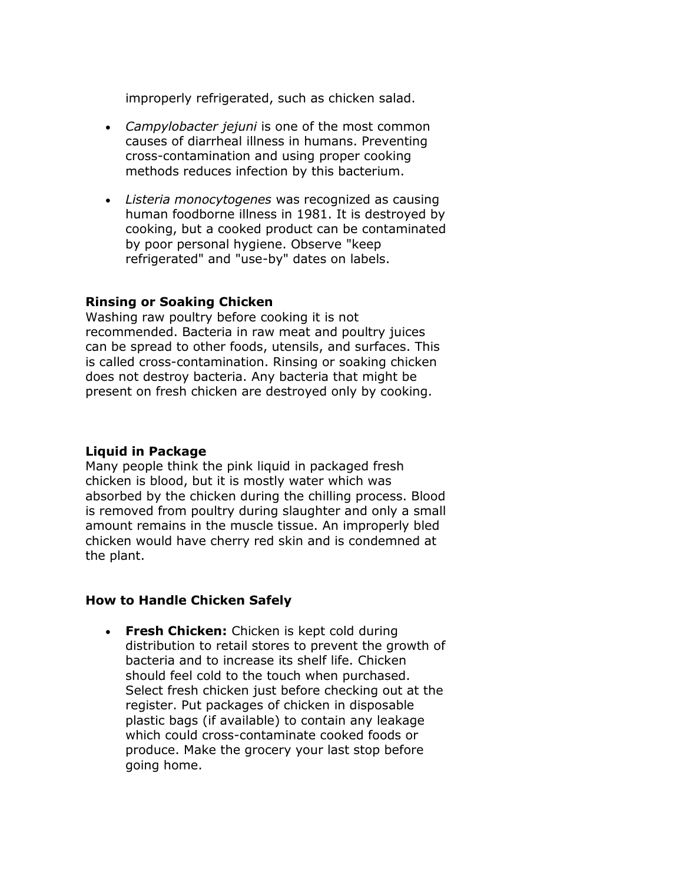improperly refrigerated, such as chicken salad.

- *Campylobacter jejuni* is one of the most common causes of diarrheal illness in humans. Preventing cross-contamination and using proper cooking methods reduces infection by this bacterium.
- *Listeria monocytogenes* was recognized as causing human foodborne illness in 1981. It is destroyed by cooking, but a cooked product can be contaminated by poor personal hygiene. Observe "keep refrigerated" and "use-by" dates on labels.

**Rinsing or Soaking Chicken**

Washing raw poultry before cooking it is not recommended. Bacteria in raw meat and poultry juices can be spread to other foods, utensils, and surfaces. This is called cross-contamination. Rinsing or soaking chicken does not destroy bacteria. Any bacteria that might be present on fresh chicken are destroyed only by cooking.

**Liquid in Package**

Many people think the pink liquid in packaged fresh chicken is blood, but it is mostly water which was absorbed by the chicken during the chilling process. Blood is removed from poultry during slaughter and only a small amount remains in the muscle tissue. An improperly bled chicken would have cherry red skin and is condemned at the plant.

**How to Handle Chicken Safely**

- **Fresh Chicken:** Chicken is kept cold during distribution to retail stores to prevent the growth of bacteria and to increase its shelf life. Chicken should feel cold to the touch when purchased. Select fresh chicken just before checking out at the register. Put packages of chicken in disposable plastic bags (if available) to contain any leakage which could cross-contaminate cooked foods or produce. Make the grocery your last stop before going home.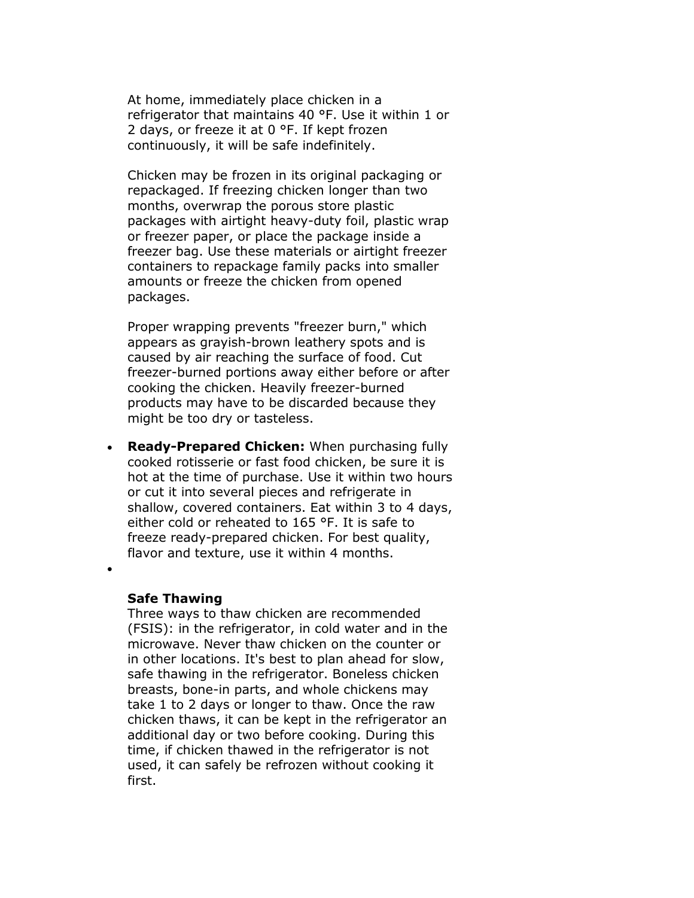At home, immediately place chicken in a refrigerator that maintains 40 °F. Use it within 1 or 2 days, or freeze it at 0 °F. If kept frozen continuously, it will be safe indefinitely.

Chicken may be frozen in its original packaging or repackaged. If freezing chicken longer than two months, overwrap the porous store plastic packages with airtight heavy-duty foil, plastic wrap or freezer paper, or place the package inside a freezer bag. Use these materials or airtight freezer containers to repackage family packs into smaller amounts or freeze the chicken from opened packages.

Proper wrapping prevents "freezer burn," which appears as grayish-brown leathery spots and is caused by air reaching the surface of food. Cut freezer-burned portions away either before or after cooking the chicken. Heavily freezer-burned products may have to be discarded because they might be too dry or tasteless.

- **Ready-Prepared Chicken:** When purchasing fully cooked rotisserie or fast food chicken, be sure it is hot at the time of purchase. Use it within two hours or cut it into several pieces and refrigerate in shallow, covered containers. Eat within 3 to 4 days, either cold or reheated to 165 °F. It is safe to freeze ready-prepared chicken. For best quality, flavor and texture, use it within 4 months.

**Safe Thawing**

Three ways to thaw chicken are recommended (FSIS): in the refrigerator, in cold water and in the microwave. Never thaw chicken on the counter or in other locations. It's best to plan ahead for slow, safe thawing in the refrigerator. Boneless chicken breasts, bone-in parts, and whole chickens may take 1 to 2 days or longer to thaw. Once the raw chicken thaws, it can be kept in the refrigerator an additional day or two before cooking. During this time, if chicken thawed in the refrigerator is not used, it can safely be refrozen without cooking it first.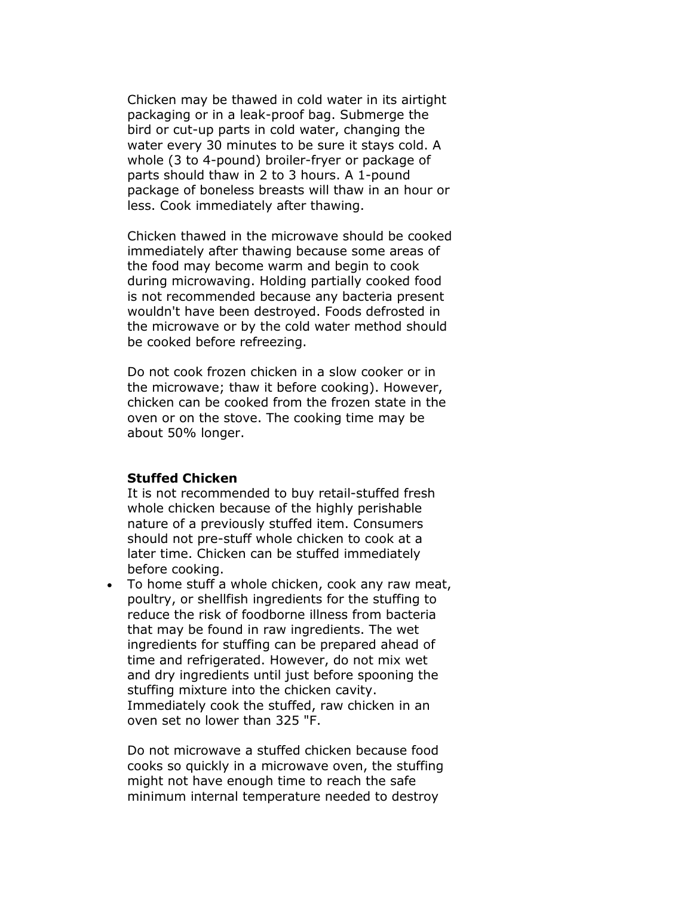Chicken may be thawed in cold water in its airtight packaging or in a leak-proof bag. Submerge the bird or cut-up parts in cold water, changing the water every 30 minutes to be sure it stays cold. A whole (3 to 4-pound) broiler-fryer or package of parts should thaw in 2 to 3 hours. A 1-pound package of boneless breasts will thaw in an hour or less. Cook immediately after thawing.

Chicken thawed in the microwave should be cooked immediately after thawing because some areas of the food may become warm and begin to cook during microwaving. Holding partially cooked food is not recommended because any bacteria present wouldn't have been destroyed. Foods defrosted in the microwave or by the cold water method should be cooked before refreezing.

Do not cook frozen chicken in a slow cooker or in the microwave; thaw it before cooking). However, chicken can be cooked from the frozen state in the oven or on the stove. The cooking time may be about 50% longer.

**Stuffed Chicken**
It is not recommended to buy retail-stuffed fresh whole chicken because of the highly perishable nature of a previously stuffed item. Consumers should not pre-stuff whole chicken to cook at a later time. Chicken can be stuffed immediately before cooking.

- To home stuff a whole chicken, cook any raw meat, poultry, or shellfish ingredients for the stuffing to reduce the risk of foodborne illness from bacteria that may be found in raw ingredients. The wet ingredients for stuffing can be prepared ahead of time and refrigerated. However, do not mix wet and dry ingredients until just before spooning the stuffing mixture into the chicken cavity. Immediately cook the stuffed, raw chicken in an oven set no lower than 325 "F.

Do not microwave a stuffed chicken because food cooks so quickly in a microwave oven, the stuffing might not have enough time to reach the safe minimum internal temperature needed to destroy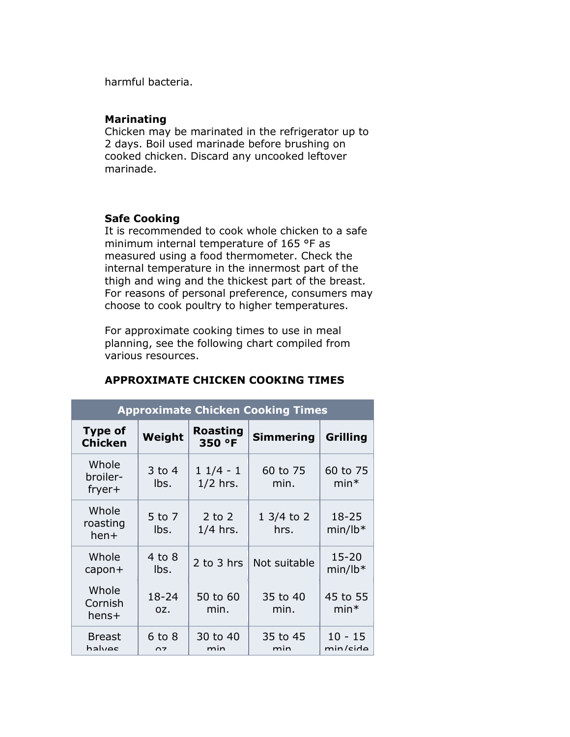harmful bacteria.

**Marinating**
Chicken may be marinated in the refrigerator up to 2 days. Boil used marinade before brushing on cooked chicken. Discard any uncooked leftover marinade.

**Safe Cooking**
It is recommended to cook whole chicken to a safe minimum internal temperature of 165 °F as measured using a food thermometer. Check the internal temperature in the innermost part of the thigh and wing and the thickest part of the breast. For reasons of personal preference, consumers may choose to cook poultry to higher temperatures.

For approximate cooking times to use in meal planning, see the following chart compiled from various resources.

**APPROXIMATE CHICKEN COOKING TIMES**

| Approximate Chicken Cooking Times | | | | |
|---|---|---|---|---|
| **Type of Chicken** | **Weight** | **Roasting 350 °F** | **Simmering** | **Grilling** |
| Whole broiler-fryer+ | 3 to 4 lbs. | 1 1/4 - 1 1/2 hrs. | 60 to 75 min. | 60 to 75 min* |
| Whole roasting hen+ | 5 to 7 lbs. | 2 to 2 1/4 hrs. | 1 3/4 to 2 hrs. | 18-25 min/lb* |
| Whole capon+ | 4 to 8 lbs. | 2 to 3 hrs | Not suitable | 15-20 min/lb* |
| Whole Cornish hens+ | 18-24 oz. | 50 to 60 min. | 35 to 40 min. | 45 to 55 min* |
| Breast halves | 6 to 8 oz | 30 to 40 min | 35 to 45 min | 10 - 15 min/side |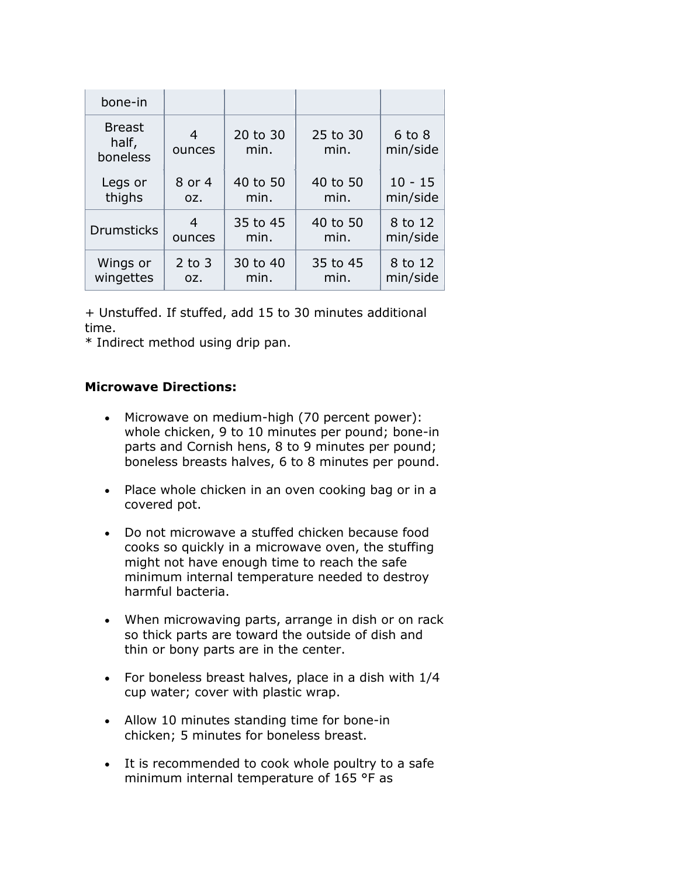| | | | | |
|---|---|---|---|---|
| bone-in | | | | |
| Breast half, boneless | 4 ounces | 20 to 30 min. | 25 to 30 min. | 6 to 8 min/side |
| Legs or thighs | 8 or 4 oz. | 40 to 50 min. | 40 to 50 min. | 10 - 15 min/side |
| Drumsticks | 4 ounces | 35 to 45 min. | 40 to 50 min. | 8 to 12 min/side |
| Wings or wingettes | 2 to 3 oz. | 30 to 40 min. | 35 to 45 min. | 8 to 12 min/side |

+ Unstuffed. If stuffed, add 15 to 30 minutes additional time.
* Indirect method using drip pan.

**Microwave Directions:**

- Microwave on medium-high (70 percent power): whole chicken, 9 to 10 minutes per pound; bone-in parts and Cornish hens, 8 to 9 minutes per pound; boneless breasts halves, 6 to 8 minutes per pound.
- Place whole chicken in an oven cooking bag or in a covered pot.
- Do not microwave a stuffed chicken because food cooks so quickly in a microwave oven, the stuffing might not have enough time to reach the safe minimum internal temperature needed to destroy harmful bacteria.
- When microwaving parts, arrange in dish or on rack so thick parts are toward the outside of dish and thin or bony parts are in the center.
- For boneless breast halves, place in a dish with 1/4 cup water; cover with plastic wrap.
- Allow 10 minutes standing time for bone-in chicken; 5 minutes for boneless breast.
- It is recommended to cook whole poultry to a safe minimum internal temperature of 165 °F as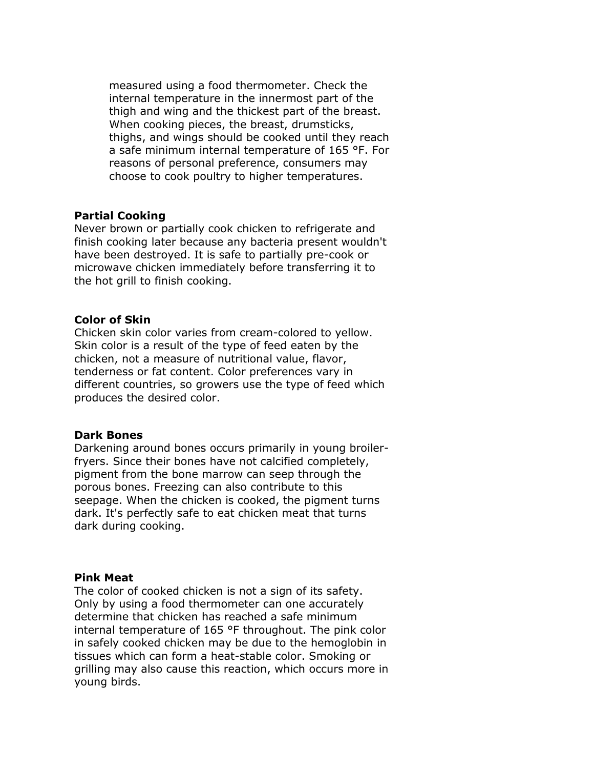measured using a food thermometer. Check the internal temperature in the innermost part of the thigh and wing and the thickest part of the breast. When cooking pieces, the breast, drumsticks, thighs, and wings should be cooked until they reach a safe minimum internal temperature of 165 °F. For reasons of personal preference, consumers may choose to cook poultry to higher temperatures.

**Partial Cooking**
Never brown or partially cook chicken to refrigerate and finish cooking later because any bacteria present wouldn't have been destroyed. It is safe to partially pre-cook or microwave chicken immediately before transferring it to the hot grill to finish cooking.

**Color of Skin**
Chicken skin color varies from cream-colored to yellow. Skin color is a result of the type of feed eaten by the chicken, not a measure of nutritional value, flavor, tenderness or fat content. Color preferences vary in different countries, so growers use the type of feed which produces the desired color.

**Dark Bones**
Darkening around bones occurs primarily in young broiler-fryers. Since their bones have not calcified completely, pigment from the bone marrow can seep through the porous bones. Freezing can also contribute to this seepage. When the chicken is cooked, the pigment turns dark. It's perfectly safe to eat chicken meat that turns dark during cooking.

**Pink Meat**
The color of cooked chicken is not a sign of its safety. Only by using a food thermometer can one accurately determine that chicken has reached a safe minimum internal temperature of 165 °F throughout. The pink color in safely cooked chicken may be due to the hemoglobin in tissues which can form a heat-stable color. Smoking or grilling may also cause this reaction, which occurs more in young birds.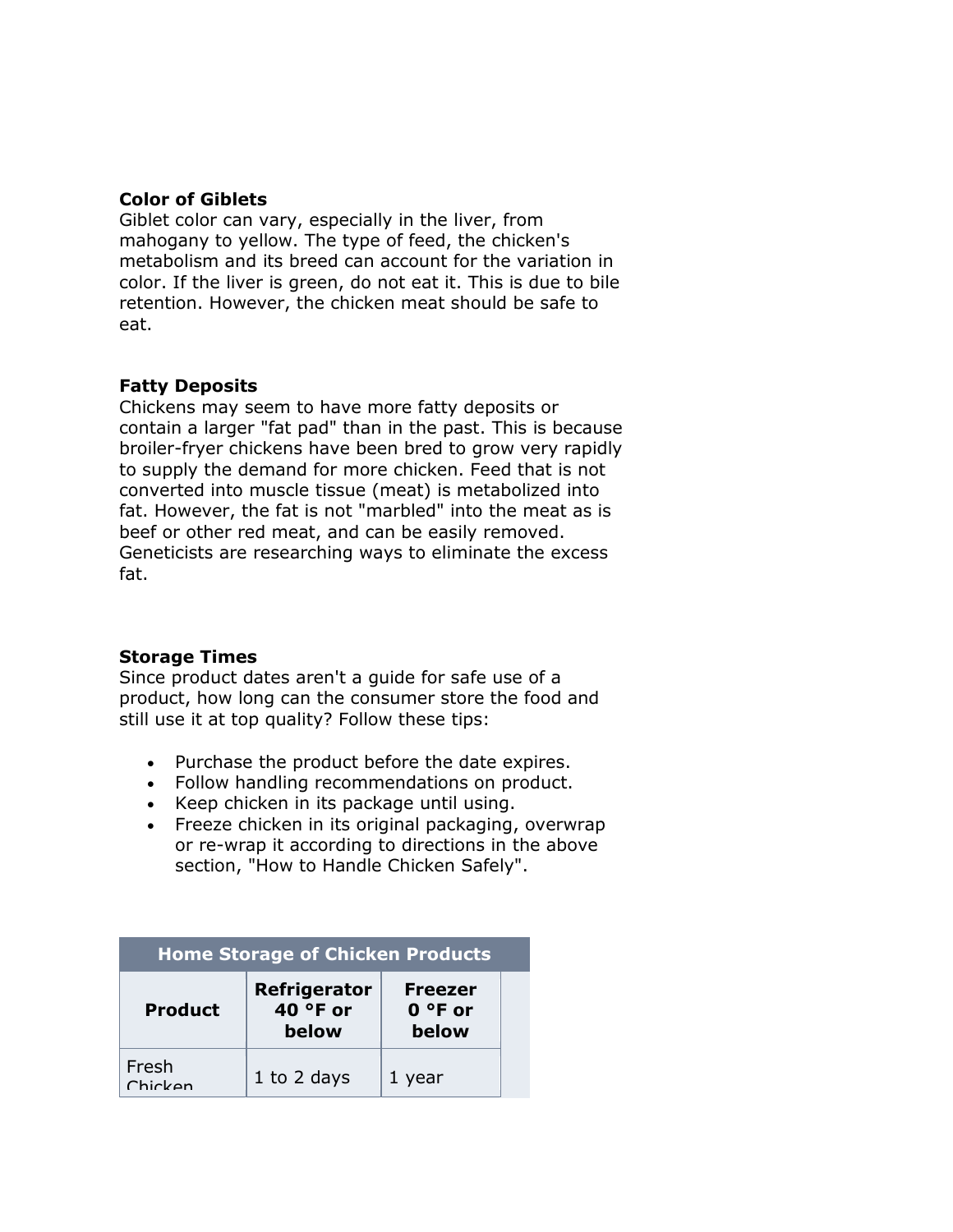### Color of Giblets

Giblet color can vary, especially in the liver, from mahogany to yellow. The type of feed, the chicken's metabolism and its breed can account for the variation in color. If the liver is green, do not eat it. This is due to bile retention. However, the chicken meat should be safe to eat.

### Fatty Deposits

Chickens may seem to have more fatty deposits or contain a larger "fat pad" than in the past. This is because broiler-fryer chickens have been bred to grow very rapidly to supply the demand for more chicken. Feed that is not converted into muscle tissue (meat) is metabolized into fat. However, the fat is not "marbled" into the meat as is beef or other red meat, and can be easily removed. Geneticists are researching ways to eliminate the excess fat.

### Storage Times

Since product dates aren't a guide for safe use of a product, how long can the consumer store the food and still use it at top quality? Follow these tips:

- Purchase the product before the date expires.
- Follow handling recommendations on product.
- Keep chicken in its package until using.
- Freeze chicken in its original packaging, overwrap or re-wrap it according to directions in the above section, "How to Handle Chicken Safely".

**Home Storage of Chicken Products**

| Product | Refrigerator 40 °F or below | Freezer 0 °F or below |
|---|---|---|
| Fresh Chicken | 1 to 2 days | 1 year |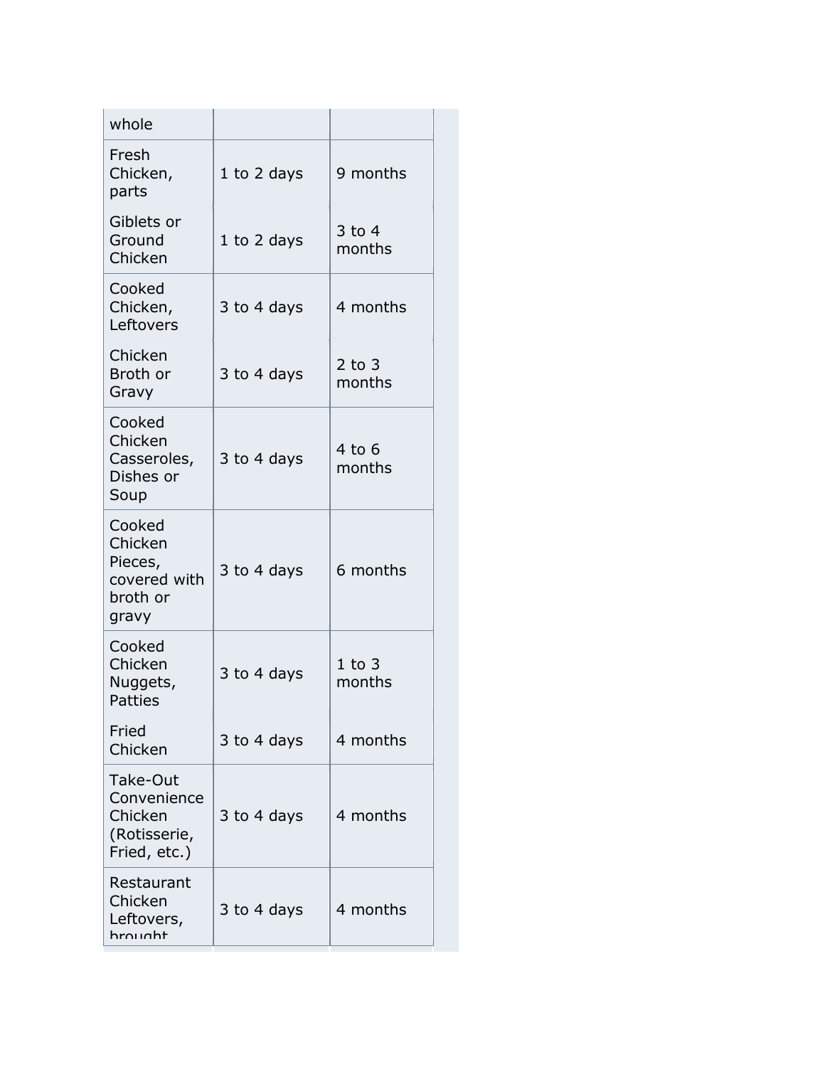| | | |
|---|---|---|
| whole | | |
| Fresh Chicken, parts | 1 to 2 days | 9 months |
| Giblets or Ground Chicken | 1 to 2 days | 3 to 4 months |
| Cooked Chicken, Leftovers | 3 to 4 days | 4 months |
| Chicken Broth or Gravy | 3 to 4 days | 2 to 3 months |
| Cooked Chicken Casseroles, Dishes or Soup | 3 to 4 days | 4 to 6 months |
| Cooked Chicken Pieces, covered with broth or gravy | 3 to 4 days | 6 months |
| Cooked Chicken Nuggets, Patties | 3 to 4 days | 1 to 3 months |
| Fried Chicken | 3 to 4 days | 4 months |
| Take-Out Convenience Chicken (Rotisserie, Fried, etc.) | 3 to 4 days | 4 months |
| Restaurant Chicken Leftovers, brought | 3 to 4 days | 4 months |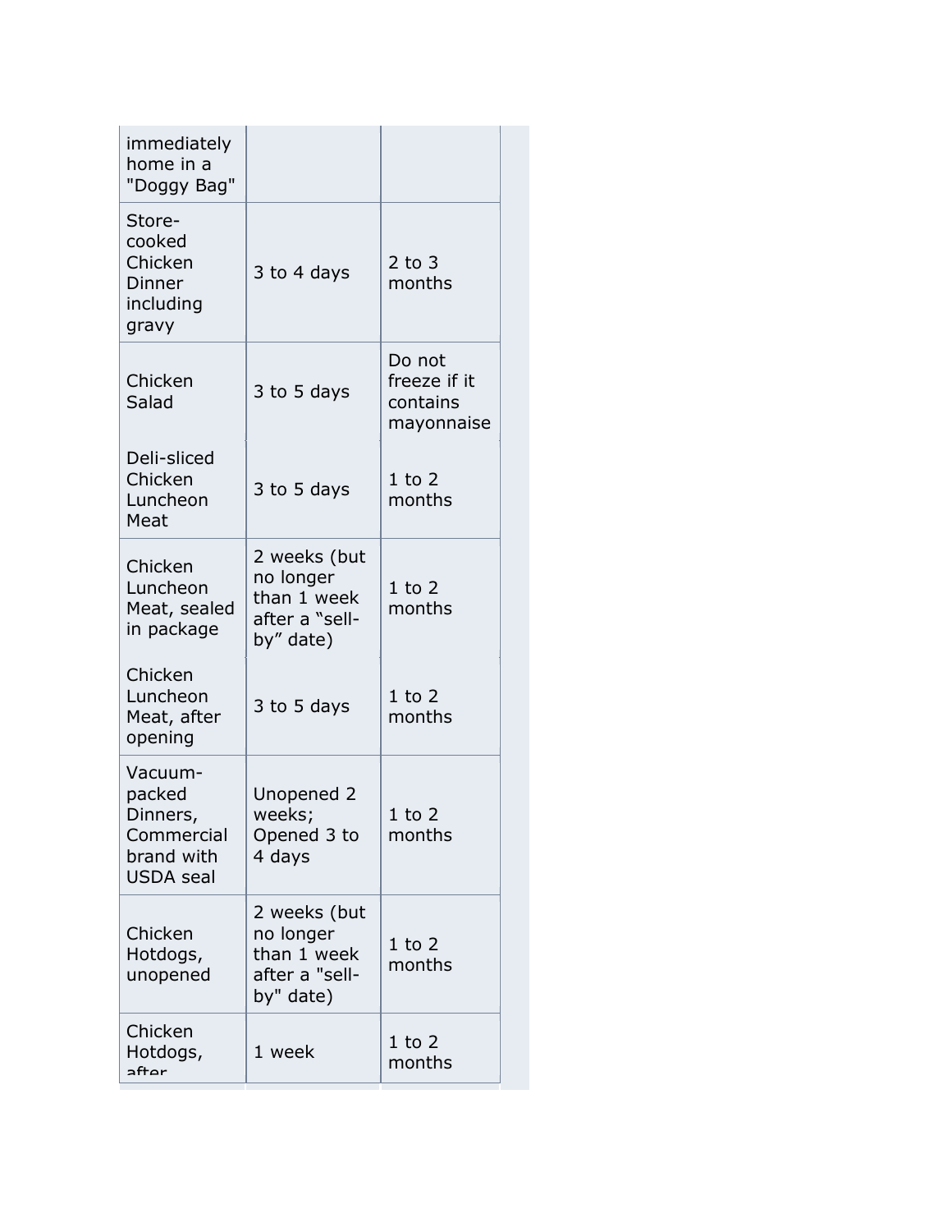| | | |
|---|---|---|
| immediately home in a "Doggy Bag" | | |
| Store-cooked Chicken Dinner including gravy | 3 to 4 days | 2 to 3 months |
| Chicken Salad | 3 to 5 days | Do not freeze if it contains mayonnaise |
| Deli-sliced Chicken Luncheon Meat | 3 to 5 days | 1 to 2 months |
| Chicken Luncheon Meat, sealed in package | 2 weeks (but no longer than 1 week after a "sell-by" date) | 1 to 2 months |
| Chicken Luncheon Meat, after opening | 3 to 5 days | 1 to 2 months |
| Vacuum-packed Dinners, Commercial brand with USDA seal | Unopened 2 weeks; Opened 3 to 4 days | 1 to 2 months |
| Chicken Hotdogs, unopened | 2 weeks (but no longer than 1 week after a "sell-by" date) | 1 to 2 months |
| Chicken Hotdogs, after | 1 week | 1 to 2 months |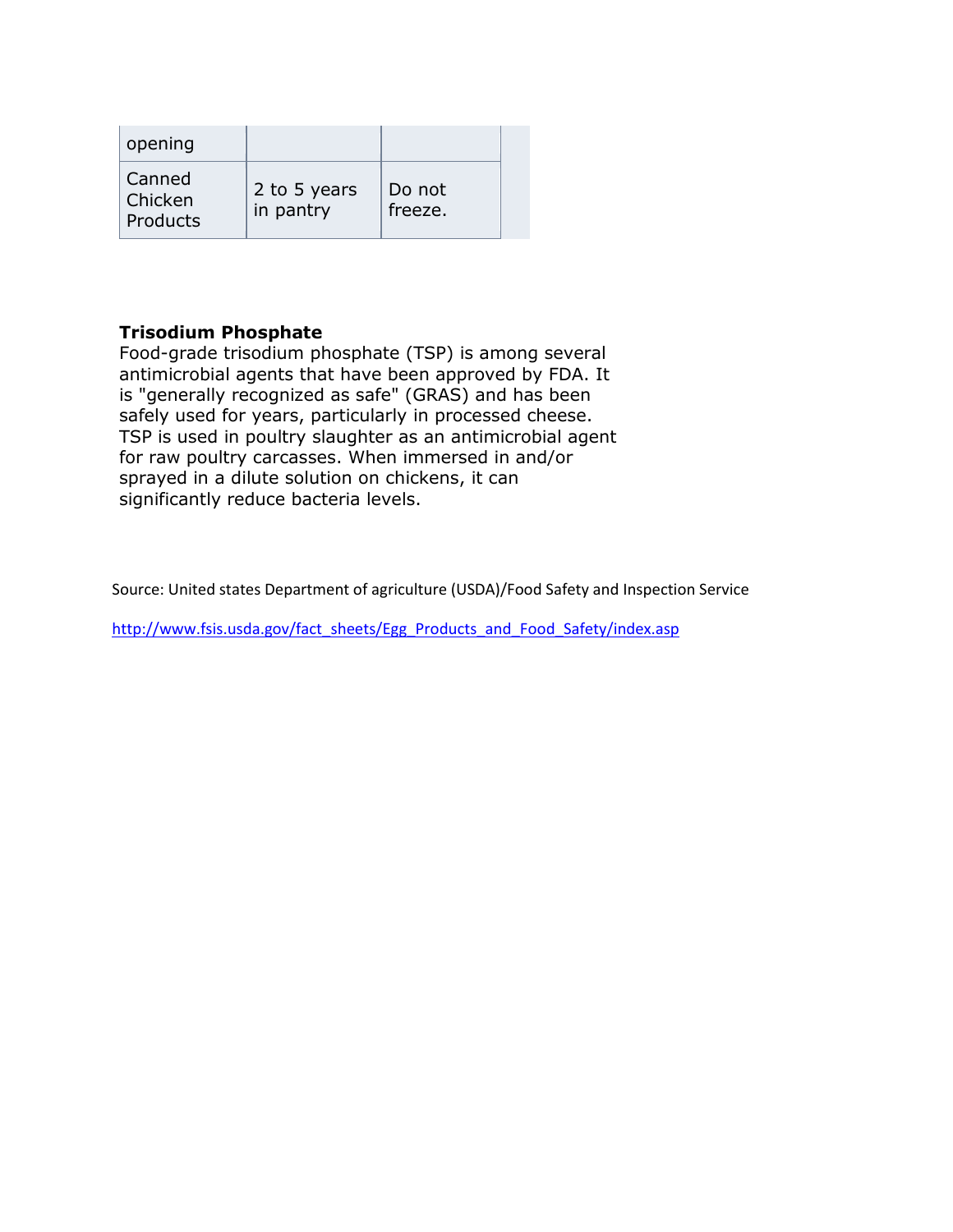| | | |
|---|---|---|
| opening | | |
| Canned Chicken Products | 2 to 5 years in pantry | Do not freeze. |

**Trisodium Phosphate**

Food-grade trisodium phosphate (TSP) is among several antimicrobial agents that have been approved by FDA. It is "generally recognized as safe" (GRAS) and has been safely used for years, particularly in processed cheese. TSP is used in poultry slaughter as an antimicrobial agent for raw poultry carcasses. When immersed in and/or sprayed in a dilute solution on chickens, it can significantly reduce bacteria levels.

Source: United states Department of agriculture (USDA)/Food Safety and Inspection Service

http://www.fsis.usda.gov/fact_sheets/Egg_Products_and_Food_Safety/index.asp